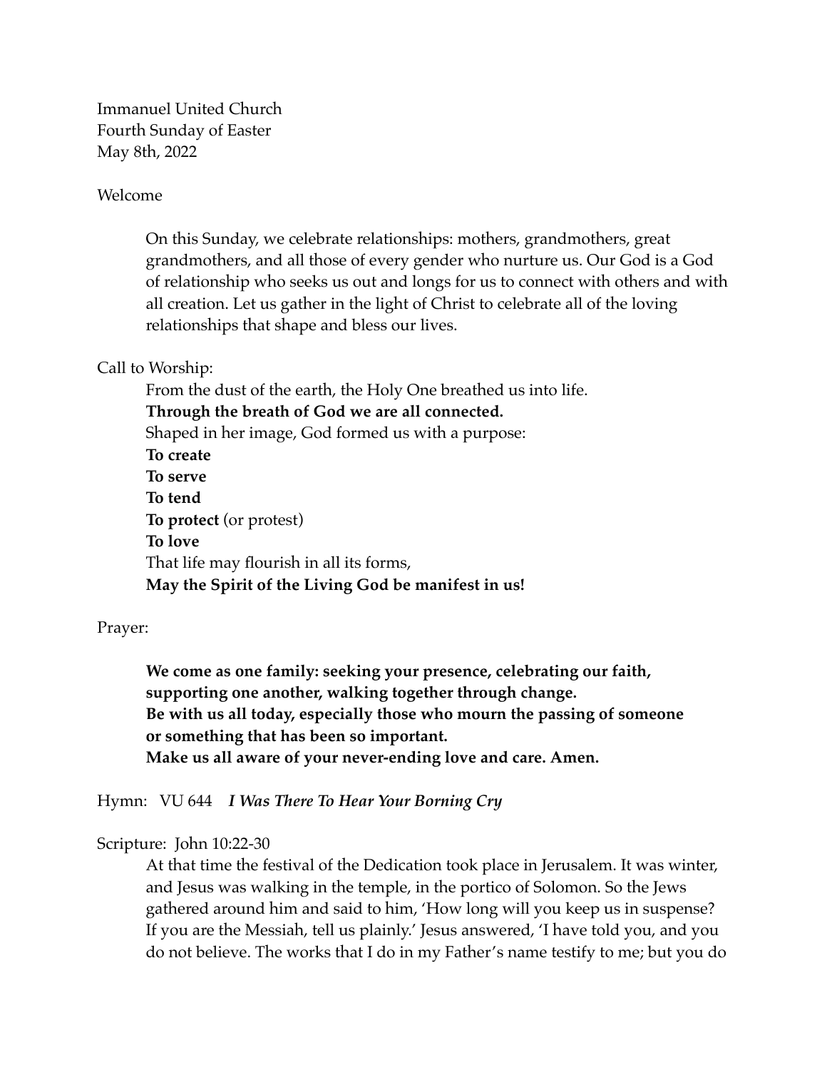Immanuel United Church
Fourth Sunday of Easter
May 8th, 2022

Welcome

> On this Sunday, we celebrate relationships: mothers, grandmothers, great grandmothers, and all those of every gender who nurture us. Our God is a God of relationship who seeks us out and longs for us to connect with others and with all creation. Let us gather in the light of Christ to celebrate all of the loving relationships that shape and bless our lives.

Call to Worship:

> From the dust of the earth, the Holy One breathed us into life.
> **Through the breath of God we are all connected.**
> Shaped in her image, God formed us with a purpose:
> **To create**
> **To serve**
> **To tend**
> **To protect** (or protest)
> **To love**
> That life may flourish in all its forms,
> **May the Spirit of the Living God be manifest in us!**

Prayer:

> **We come as one family: seeking your presence, celebrating our faith, supporting one another, walking together through change.**
> **Be with us all today, especially those who mourn the passing of someone or something that has been so important.**
> **Make us all aware of your never-ending love and care. Amen.**

Hymn: VU 644 ***I Was There To Hear Your Borning Cry***

Scripture: John 10:22-30

> At that time the festival of the Dedication took place in Jerusalem. It was winter, and Jesus was walking in the temple, in the portico of Solomon. So the Jews gathered around him and said to him, 'How long will you keep us in suspense? If you are the Messiah, tell us plainly.' Jesus answered, 'I have told you, and you do not believe. The works that I do in my Father's name testify to me; but you do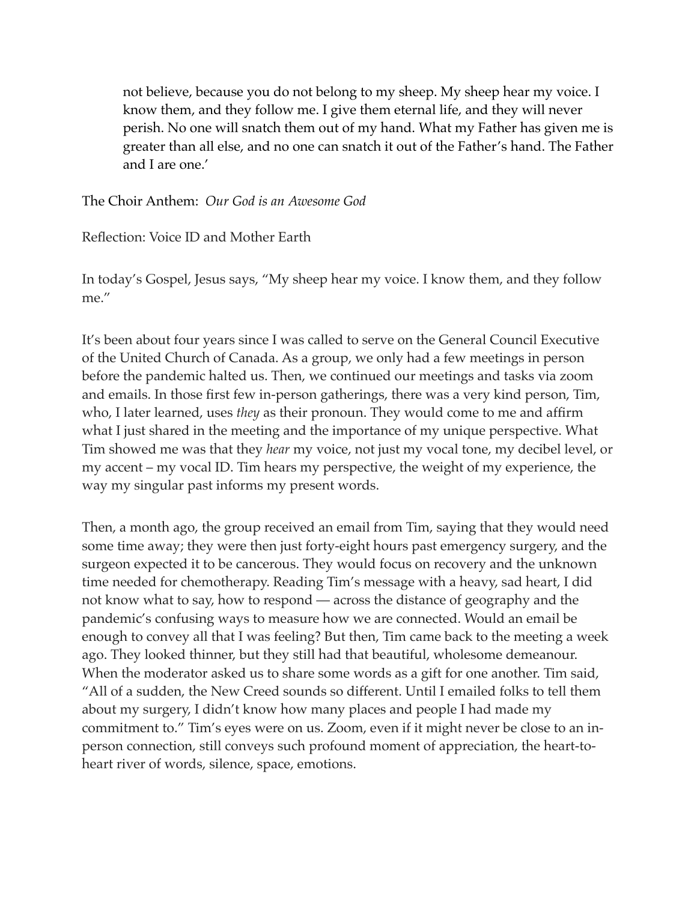> not believe, because you do not belong to my sheep. My sheep hear my voice. I know them, and they follow me. I give them eternal life, and they will never perish. No one will snatch them out of my hand. What my Father has given me is greater than all else, and no one can snatch it out of the Father's hand. The Father and I are one.'

The Choir Anthem: *Our God is an Awesome God*

Reflection: Voice ID and Mother Earth

In today's Gospel, Jesus says, "My sheep hear my voice. I know them, and they follow me."

It's been about four years since I was called to serve on the General Council Executive of the United Church of Canada. As a group, we only had a few meetings in person before the pandemic halted us. Then, we continued our meetings and tasks via zoom and emails. In those first few in-person gatherings, there was a very kind person, Tim, who, I later learned, uses *they* as their pronoun. They would come to me and affirm what I just shared in the meeting and the importance of my unique perspective. What Tim showed me was that they *hear* my voice, not just my vocal tone, my decibel level, or my accent – my vocal ID. Tim hears my perspective, the weight of my experience, the way my singular past informs my present words.

Then, a month ago, the group received an email from Tim, saying that they would need some time away; they were then just forty-eight hours past emergency surgery, and the surgeon expected it to be cancerous. They would focus on recovery and the unknown time needed for chemotherapy. Reading Tim's message with a heavy, sad heart, I did not know what to say, how to respond — across the distance of geography and the pandemic's confusing ways to measure how we are connected. Would an email be enough to convey all that I was feeling? But then, Tim came back to the meeting a week ago. They looked thinner, but they still had that beautiful, wholesome demeanour. When the moderator asked us to share some words as a gift for one another. Tim said, "All of a sudden, the New Creed sounds so different. Until I emailed folks to tell them about my surgery, I didn't know how many places and people I had made my commitment to." Tim's eyes were on us. Zoom, even if it might never be close to an in-person connection, still conveys such profound moment of appreciation, the heart-to-heart river of words, silence, space, emotions.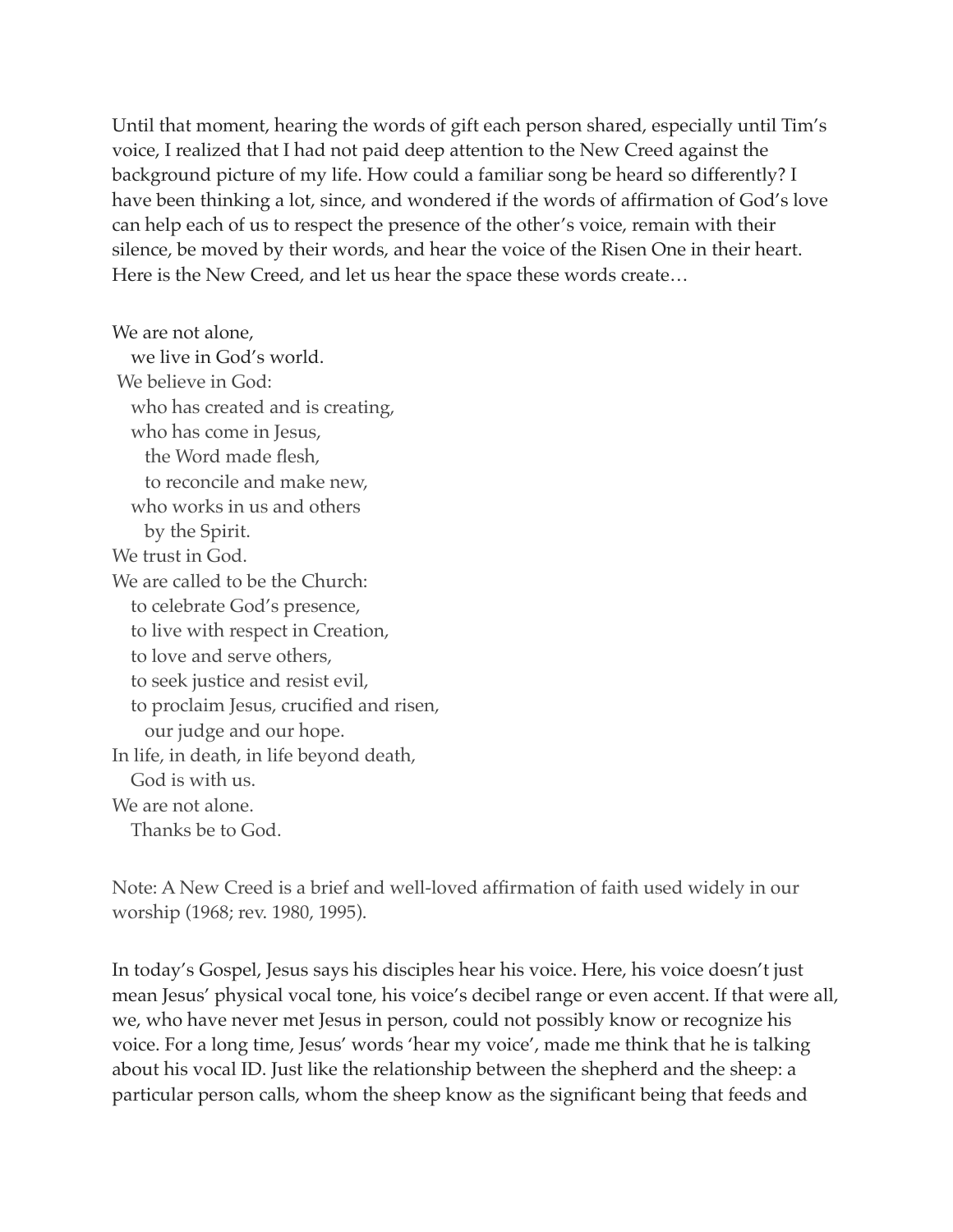Until that moment, hearing the words of gift each person shared, especially until Tim's voice, I realized that I had not paid deep attention to the New Creed against the background picture of my life. How could a familiar song be heard so differently? I have been thinking a lot, since, and wondered if the words of affirmation of God's love can help each of us to respect the presence of the other's voice, remain with their silence, be moved by their words, and hear the voice of the Risen One in their heart. Here is the New Creed, and let us hear the space these words create…

We are not alone,  
  we live in God's world.  
We believe in God:  
  who has created and is creating,  
  who has come in Jesus,  
    the Word made flesh,  
    to reconcile and make new,  
  who works in us and others  
    by the Spirit.  
We trust in God.  
We are called to be the Church:  
  to celebrate God's presence,  
  to live with respect in Creation,  
  to love and serve others,  
  to seek justice and resist evil,  
  to proclaim Jesus, crucified and risen,  
    our judge and our hope.  
In life, in death, in life beyond death,  
  God is with us.  
We are not alone.  
  Thanks be to God.

Note: A New Creed is a brief and well-loved affirmation of faith used widely in our worship (1968; rev. 1980, 1995).

In today's Gospel, Jesus says his disciples hear his voice. Here, his voice doesn't just mean Jesus' physical vocal tone, his voice's decibel range or even accent. If that were all, we, who have never met Jesus in person, could not possibly know or recognize his voice. For a long time, Jesus' words 'hear my voice', made me think that he is talking about his vocal ID. Just like the relationship between the shepherd and the sheep: a particular person calls, whom the sheep know as the significant being that feeds and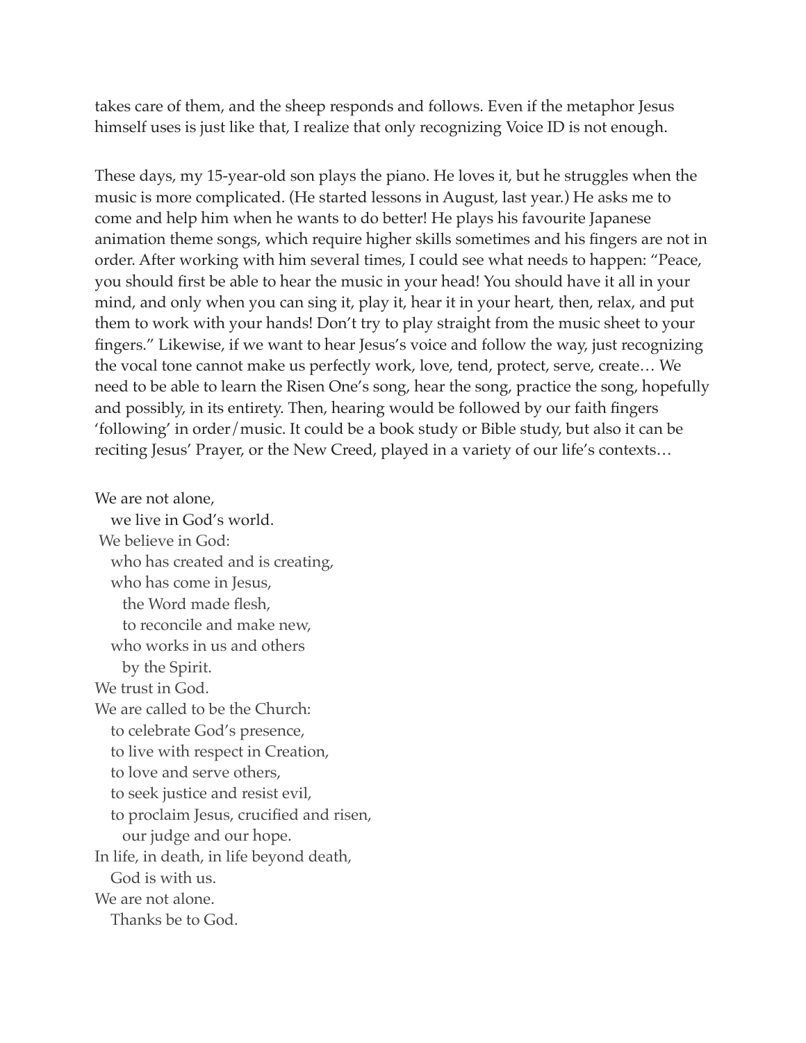takes care of them, and the sheep responds and follows. Even if the metaphor Jesus himself uses is just like that, I realize that only recognizing Voice ID is not enough.

These days, my 15-year-old son plays the piano. He loves it, but he struggles when the music is more complicated. (He started lessons in August, last year.) He asks me to come and help him when he wants to do better! He plays his favourite Japanese animation theme songs, which require higher skills sometimes and his fingers are not in order. After working with him several times, I could see what needs to happen: "Peace, you should first be able to hear the music in your head! You should have it all in your mind, and only when you can sing it, play it, hear it in your heart, then, relax, and put them to work with your hands! Don't try to play straight from the music sheet to your fingers." Likewise, if we want to hear Jesus's voice and follow the way, just recognizing the vocal tone cannot make us perfectly work, love, tend, protect, serve, create… We need to be able to learn the Risen One's song, hear the song, practice the song, hopefully and possibly, in its entirety. Then, hearing would be followed by our faith fingers 'following' in order/music. It could be a book study or Bible study, but also it can be reciting Jesus' Prayer, or the New Creed, played in a variety of our life's contexts…

We are not alone,  
  we live in God's world.  
We believe in God:  
  who has created and is creating,  
  who has come in Jesus,  
    the Word made flesh,  
    to reconcile and make new,  
  who works in us and others  
    by the Spirit.  
We trust in God.  
We are called to be the Church:  
  to celebrate God's presence,  
  to live with respect in Creation,  
  to love and serve others,  
  to seek justice and resist evil,  
  to proclaim Jesus, crucified and risen,  
    our judge and our hope.  
In life, in death, in life beyond death,  
  God is with us.  
We are not alone.  
  Thanks be to God.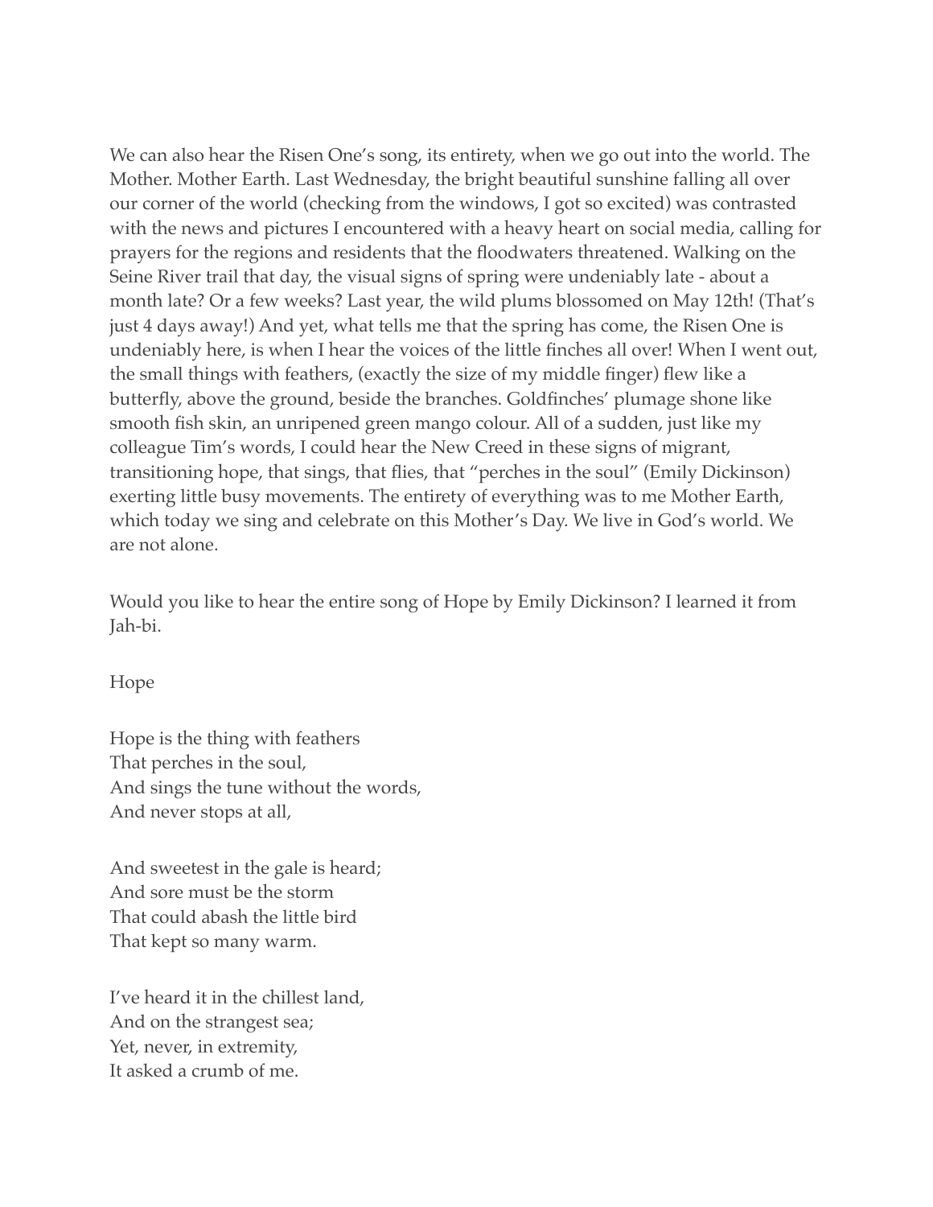We can also hear the Risen One's song, its entirety, when we go out into the world. The Mother. Mother Earth. Last Wednesday, the bright beautiful sunshine falling all over our corner of the world (checking from the windows, I got so excited) was contrasted with the news and pictures I encountered with a heavy heart on social media, calling for prayers for the regions and residents that the floodwaters threatened. Walking on the Seine River trail that day, the visual signs of spring were undeniably late - about a month late? Or a few weeks? Last year, the wild plums blossomed on May 12th! (That's just 4 days away!) And yet, what tells me that the spring has come, the Risen One is undeniably here, is when I hear the voices of the little finches all over! When I went out, the small things with feathers, (exactly the size of my middle finger) flew like a butterfly, above the ground, beside the branches. Goldfinches' plumage shone like smooth fish skin, an unripened green mango colour. All of a sudden, just like my colleague Tim's words, I could hear the New Creed in these signs of migrant, transitioning hope, that sings, that flies, that "perches in the soul" (Emily Dickinson) exerting little busy movements. The entirety of everything was to me Mother Earth, which today we sing and celebrate on this Mother's Day. We live in God's world. We are not alone.

Would you like to hear the entire song of Hope by Emily Dickinson? I learned it from Jah-bi.

Hope

Hope is the thing with feathers  
That perches in the soul,  
And sings the tune without the words,  
And never stops at all,

And sweetest in the gale is heard;  
And sore must be the storm  
That could abash the little bird  
That kept so many warm.

I've heard it in the chillest land,  
And on the strangest sea;  
Yet, never, in extremity,  
It asked a crumb of me.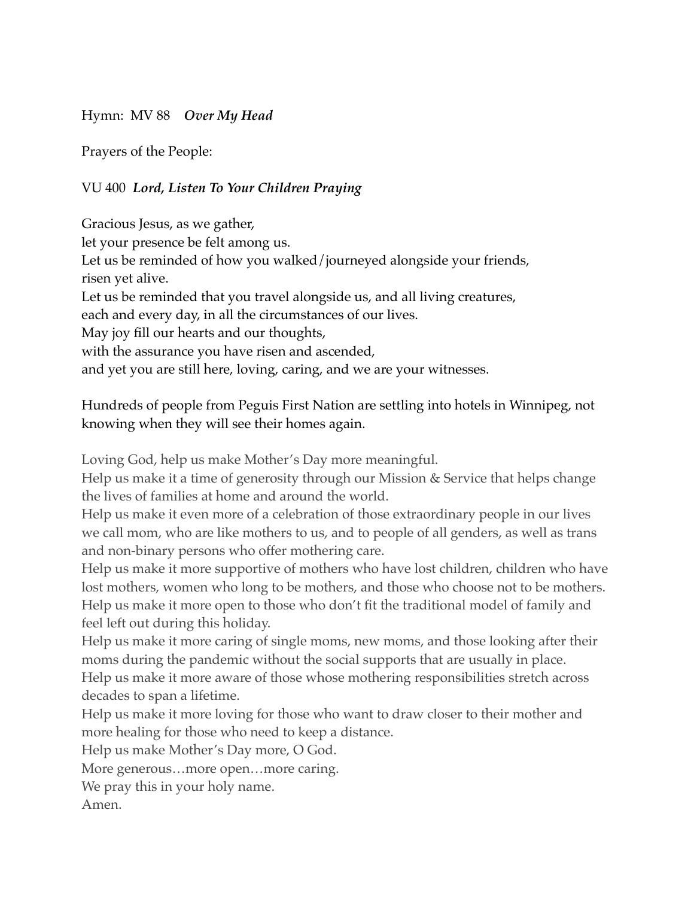Hymn: MV 88 ***Over My Head***

Prayers of the People:

VU 400 ***Lord, Listen To Your Children Praying***

Gracious Jesus, as we gather,
let your presence be felt among us.
Let us be reminded of how you walked/journeyed alongside your friends,
risen yet alive.
Let us be reminded that you travel alongside us, and all living creatures,
each and every day, in all the circumstances of our lives.
May joy fill our hearts and our thoughts,
with the assurance you have risen and ascended,
and yet you are still here, loving, caring, and we are your witnesses.

Hundreds of people from Peguis First Nation are settling into hotels in Winnipeg, not knowing when they will see their homes again.

Loving God, help us make Mother's Day more meaningful.
Help us make it a time of generosity through our Mission & Service that helps change the lives of families at home and around the world.
Help us make it even more of a celebration of those extraordinary people in our lives we call mom, who are like mothers to us, and to people of all genders, as well as trans and non-binary persons who offer mothering care.
Help us make it more supportive of mothers who have lost children, children who have lost mothers, women who long to be mothers, and those who choose not to be mothers.
Help us make it more open to those who don't fit the traditional model of family and feel left out during this holiday.
Help us make it more caring of single moms, new moms, and those looking after their moms during the pandemic without the social supports that are usually in place.
Help us make it more aware of those whose mothering responsibilities stretch across decades to span a lifetime.
Help us make it more loving for those who want to draw closer to their mother and more healing for those who need to keep a distance.
Help us make Mother's Day more, O God.
More generous…more open…more caring.
We pray this in your holy name.
Amen.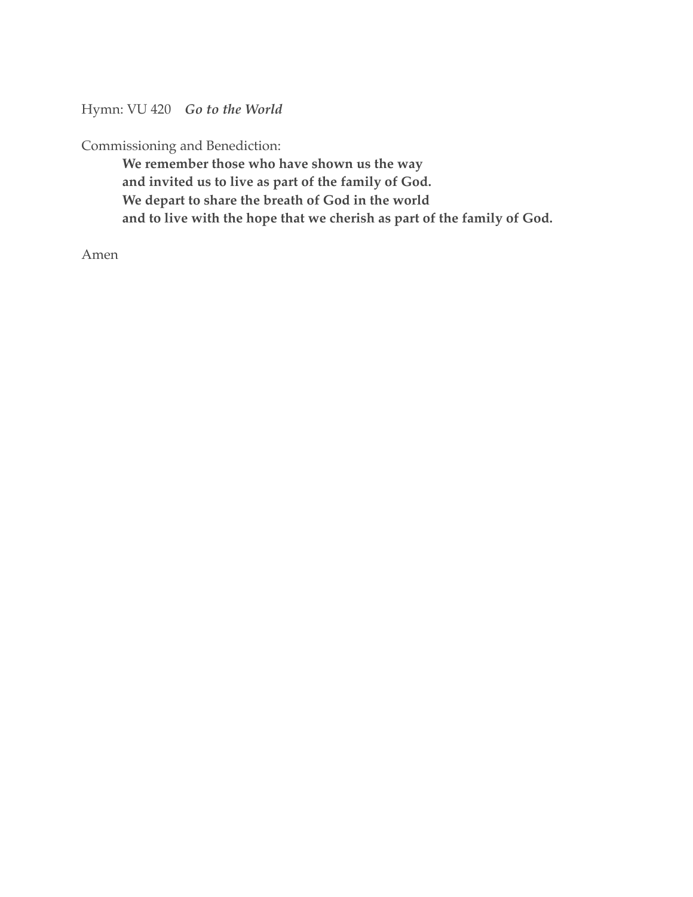Hymn: VU 420 *Go to the World*

Commissioning and Benediction:

**We remember those who have shown us the way**  
**and invited us to live as part of the family of God.**  
**We depart to share the breath of God in the world**  
**and to live with the hope that we cherish as part of the family of God.**

Amen